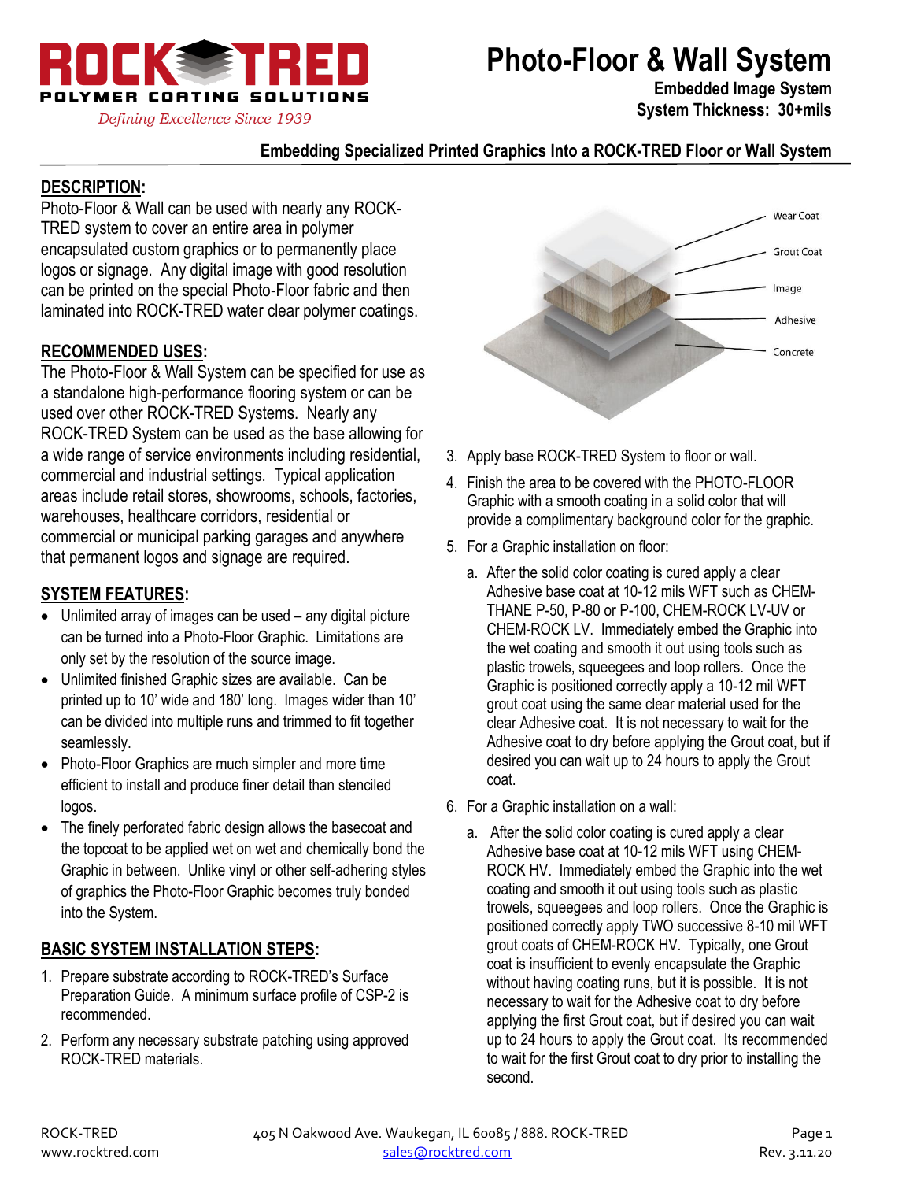# Photo-Floor & Wall System

**Embedded Image System**
**System Thickness: 30+mils**

ROCK-TRED
POLYMER COATING SOLUTIONS
*Defining Excellence Since 1939*

## Embedding Specialized Printed Graphics Into a ROCK-TRED Floor or Wall System

## DESCRIPTION:

Photo-Floor & Wall can be used with nearly any ROCK-TRED system to cover an entire area in polymer encapsulated custom graphics or to permanently place logos or signage. Any digital image with good resolution can be printed on the special Photo-Floor fabric and then laminated into ROCK-TRED water clear polymer coatings.

## RECOMMENDED USES:

The Photo-Floor & Wall System can be specified for use as a standalone high-performance flooring system or can be used over other ROCK-TRED Systems. Nearly any ROCK-TRED System can be used as the base allowing for a wide range of service environments including residential, commercial and industrial settings. Typical application areas include retail stores, showrooms, schools, factories, warehouses, healthcare corridors, residential or commercial or municipal parking garages and anywhere that permanent logos and signage are required.

## SYSTEM FEATURES:

- Unlimited array of images can be used – any digital picture can be turned into a Photo-Floor Graphic. Limitations are only set by the resolution of the source image.
- Unlimited finished Graphic sizes are available. Can be printed up to 10' wide and 180' long. Images wider than 10' can be divided into multiple runs and trimmed to fit together seamlessly.
- Photo-Floor Graphics are much simpler and more time efficient to install and produce finer detail than stenciled logos.
- The finely perforated fabric design allows the basecoat and the topcoat to be applied wet on wet and chemically bond the Graphic in between. Unlike vinyl or other self-adhering styles of graphics the Photo-Floor Graphic becomes truly bonded into the System.

## BASIC SYSTEM INSTALLATION STEPS:

1. Prepare substrate according to ROCK-TRED's Surface Preparation Guide. A minimum surface profile of CSP-2 is recommended.
2. Perform any necessary substrate patching using approved ROCK-TRED materials.

Wear Coat
Grout Coat
Image
Adhesive
Concrete

3. Apply base ROCK-TRED System to floor or wall.
4. Finish the area to be covered with the PHOTO-FLOOR Graphic with a smooth coating in a solid color that will provide a complimentary background color for the graphic.
5. For a Graphic installation on floor:
   a. After the solid color coating is cured apply a clear Adhesive base coat at 10-12 mils WFT such as CHEM-THANE P-50, P-80 or P-100, CHEM-ROCK LV-UV or CHEM-ROCK LV. Immediately embed the Graphic into the wet coating and smooth it out using tools such as plastic trowels, squeegees and loop rollers. Once the Graphic is positioned correctly apply a 10-12 mil WFT grout coat using the same clear material used for the clear Adhesive coat. It is not necessary to wait for the Adhesive coat to dry before applying the Grout coat, but if desired you can wait up to 24 hours to apply the Grout coat.
6. For a Graphic installation on a wall:
   a. After the solid color coating is cured apply a clear Adhesive base coat at 10-12 mils WFT using CHEM-ROCK HV. Immediately embed the Graphic into the wet coating and smooth it out using tools such as plastic trowels, squeegees and loop rollers. Once the Graphic is positioned correctly apply TWO successive 8-10 mil WFT grout coats of CHEM-ROCK HV. Typically, one Grout coat is insufficient to evenly encapsulate the Graphic without having coating runs, but it is possible. It is not necessary to wait for the Adhesive coat to dry before applying the first Grout coat, but if desired you can wait up to 24 hours to apply the Grout coat. Its recommended to wait for the first Grout coat to dry prior to installing the second.

ROCK-TRED 405 N Oakwood Ave. Waukegan, IL 60085 / 888. ROCK-TRED
www.rocktred.com sales@rocktred.com Rev. 3.11.20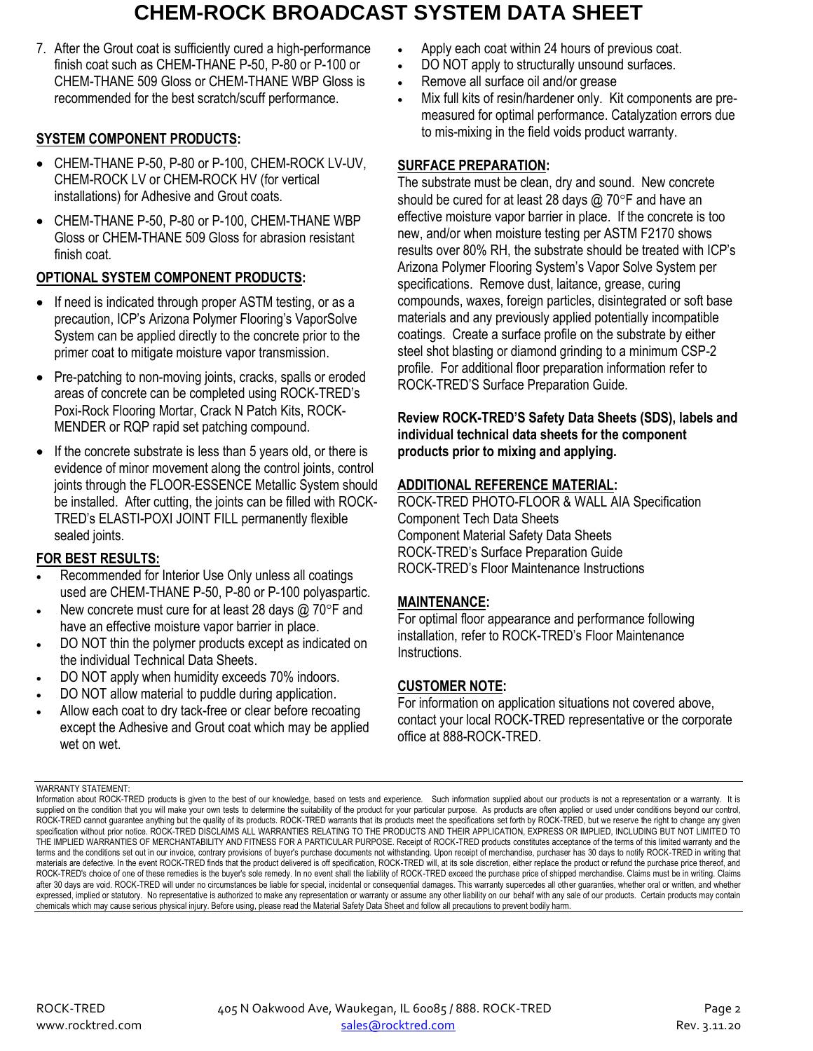# CHEM-ROCK BROADCAST SYSTEM DATA SHEET

7. After the Grout coat is sufficiently cured a high-performance finish coat such as CHEM-THANE P-50, P-80 or P-100 or CHEM-THANE 509 Gloss or CHEM-THANE WBP Gloss is recommended for the best scratch/scuff performance.

## SYSTEM COMPONENT PRODUCTS:

- CHEM-THANE P-50, P-80 or P-100, CHEM-ROCK LV-UV, CHEM-ROCK LV or CHEM-ROCK HV (for vertical installations) for Adhesive and Grout coats.
- CHEM-THANE P-50, P-80 or P-100, CHEM-THANE WBP Gloss or CHEM-THANE 509 Gloss for abrasion resistant finish coat.

## OPTIONAL SYSTEM COMPONENT PRODUCTS:

- If need is indicated through proper ASTM testing, or as a precaution, ICP's Arizona Polymer Flooring's VaporSolve System can be applied directly to the concrete prior to the primer coat to mitigate moisture vapor transmission.
- Pre-patching to non-moving joints, cracks, spalls or eroded areas of concrete can be completed using ROCK-TRED's Poxi-Rock Flooring Mortar, Crack N Patch Kits, ROCK-MENDER or RQP rapid set patching compound.
- If the concrete substrate is less than 5 years old, or there is evidence of minor movement along the control joints, control joints through the FLOOR-ESSENCE Metallic System should be installed. After cutting, the joints can be filled with ROCK-TRED's ELASTI-POXI JOINT FILL permanently flexible sealed joints.

## FOR BEST RESULTS:

- Recommended for Interior Use Only unless all coatings used are CHEM-THANE P-50, P-80 or P-100 polyaspartic.
- New concrete must cure for at least 28 days @ 70°F and have an effective moisture vapor barrier in place.
- DO NOT thin the polymer products except as indicated on the individual Technical Data Sheets.
- DO NOT apply when humidity exceeds 70% indoors.
- DO NOT allow material to puddle during application.
- Allow each coat to dry tack-free or clear before recoating except the Adhesive and Grout coat which may be applied wet on wet.
- Apply each coat within 24 hours of previous coat.
- DO NOT apply to structurally unsound surfaces.
- Remove all surface oil and/or grease
- Mix full kits of resin/hardener only. Kit components are pre-measured for optimal performance. Catalyzation errors due to mis-mixing in the field voids product warranty.

## SURFACE PREPARATION:

The substrate must be clean, dry and sound. New concrete should be cured for at least 28 days @ 70°F and have an effective moisture vapor barrier in place. If the concrete is too new, and/or when moisture testing per ASTM F2170 shows results over 80% RH, the substrate should be treated with ICP's Arizona Polymer Flooring System's Vapor Solve System per specifications. Remove dust, laitance, grease, curing compounds, waxes, foreign particles, disintegrated or soft base materials and any previously applied potentially incompatible coatings. Create a surface profile on the substrate by either steel shot blasting or diamond grinding to a minimum CSP-2 profile. For additional floor preparation information refer to ROCK-TRED'S Surface Preparation Guide.

**Review ROCK-TRED'S Safety Data Sheets (SDS), labels and individual technical data sheets for the component products prior to mixing and applying.**

## ADDITIONAL REFERENCE MATERIAL:

ROCK-TRED PHOTO-FLOOR & WALL AIA Specification
Component Tech Data Sheets
Component Material Safety Data Sheets
ROCK-TRED's Surface Preparation Guide
ROCK-TRED's Floor Maintenance Instructions

## MAINTENANCE:

For optimal floor appearance and performance following installation, refer to ROCK-TRED's Floor Maintenance Instructions.

## CUSTOMER NOTE:

For information on application situations not covered above, contact your local ROCK-TRED representative or the corporate office at 888-ROCK-TRED.

WARRANTY STATEMENT:
Information about ROCK-TRED products is given to the best of our knowledge, based on tests and experience. Such information supplied about our products is not a representation or a warranty. It is supplied on the condition that you will make your own tests to determine the suitability of the product for your particular purpose. As products are often applied or used under conditions beyond our control, ROCK-TRED cannot guarantee anything but the quality of its products. ROCK-TRED warrants that its products meet the specifications set forth by ROCK-TRED, but we reserve the right to change any given specification without prior notice. ROCK-TRED DISCLAIMS ALL WARRANTIES RELATING TO THE PRODUCTS AND THEIR APPLICATION, EXPRESS OR IMPLIED, INCLUDING BUT NOT LIMITED TO THE IMPLIED WARRANTIES OF MERCHANTABILITY AND FITNESS FOR A PARTICULAR PURPOSE. Receipt of ROCK-TRED products constitutes acceptance of the terms of this limited warranty and the terms and the conditions set out in our invoice, contrary provisions of buyer's purchase documents not withstanding. Upon receipt of merchandise, purchaser has 30 days to notify ROCK-TRED in writing that materials are defective. In the event ROCK-TRED finds that the product delivered is off specification, ROCK-TRED will, at its sole discretion, either replace the product or refund the purchase price thereof, and ROCK-TRED's choice of one of these remedies is the buyer's sole remedy. In no event shall the liability of ROCK-TRED exceed the purchase price of shipped merchandise. Claims must be in writing. Claims after 30 days are void. ROCK-TRED will under no circumstances be liable for special, incidental or consequential damages. This warranty supercedes all other guaranties, whether oral or written, and whether expressed, implied or statutory. No representative is authorized to make any representation or warranty or assume any other liability on our behalf with any sale of our products. Certain products may contain chemicals which may cause serious physical injury. Before using, please read the Material Safety Data Sheet and follow all precautions to prevent bodily harm.

ROCK-TRED 405 N Oakwood Ave, Waukegan, IL 60085 / 888. ROCK-TRED
www.rocktred.com sales@rocktred.com Rev. 3.11.20